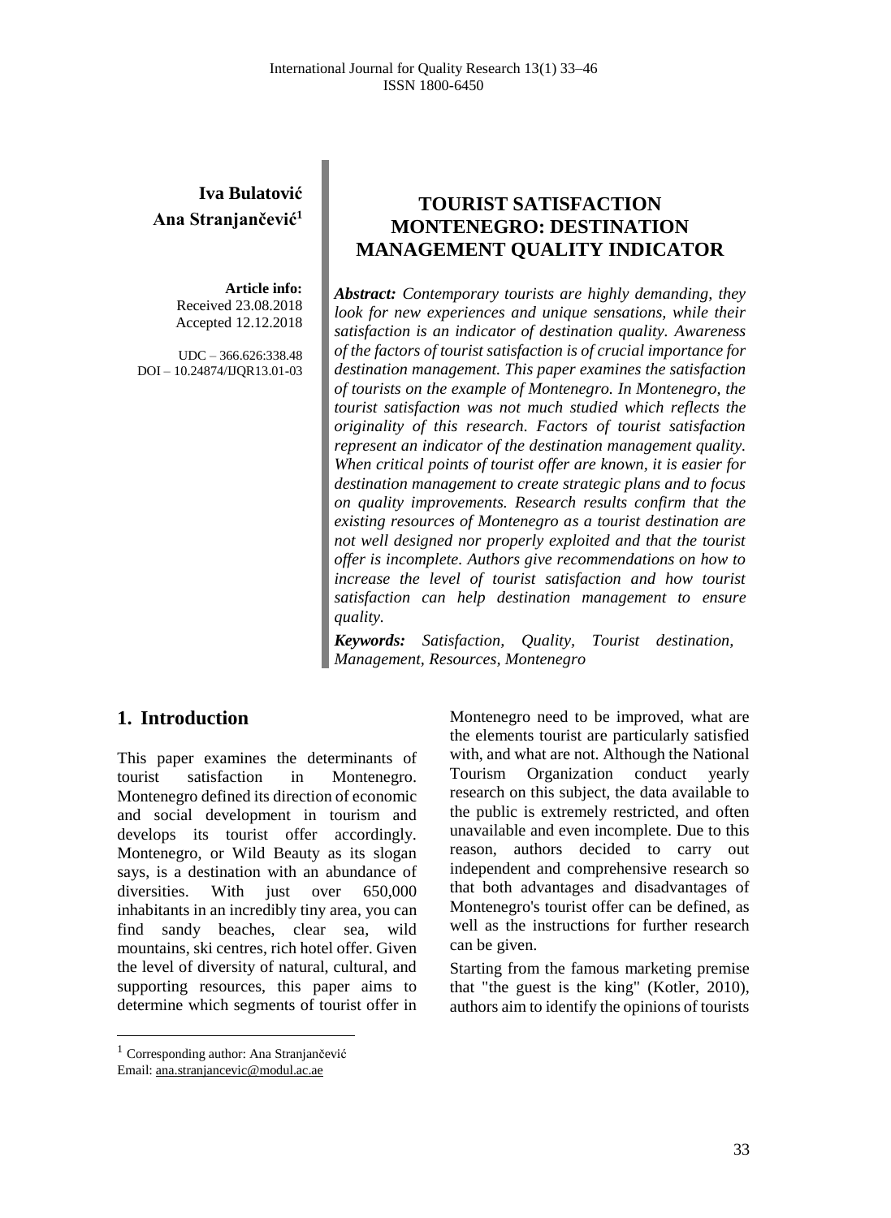**Iva Bulatović**
**Ana Stranjančević**[1]

**Article info:**
Received 23.08.2018
Accepted 12.12.2018

UDC – 366.626:338.48
DOI – 10.24874/IJQR13.01-03

# TOURIST SATISFACTION MONTENEGRO: DESTINATION MANAGEMENT QUALITY INDICATOR

***Abstract:*** *Contemporary tourists are highly demanding, they look for new experiences and unique sensations, while their satisfaction is an indicator of destination quality. Awareness of the factors of tourist satisfaction is of crucial importance for destination management. This paper examines the satisfaction of tourists on the example of Montenegro. In Montenegro, the tourist satisfaction was not much studied which reflects the originality of this research. Factors of tourist satisfaction represent an indicator of the destination management quality. When critical points of tourist offer are known, it is easier for destination management to create strategic plans and to focus on quality improvements. Research results confirm that the existing resources of Montenegro as a tourist destination are not well designed nor properly exploited and that the tourist offer is incomplete. Authors give recommendations on how to increase the level of tourist satisfaction and how tourist satisfaction can help destination management to ensure quality.*

***Keywords:*** *Satisfaction, Quality, Tourist destination, Management, Resources, Montenegro*

## 1. Introduction

This paper examines the determinants of tourist satisfaction in Montenegro. Montenegro defined its direction of economic and social development in tourism and develops its tourist offer accordingly. Montenegro, or Wild Beauty as its slogan says, is a destination with an abundance of diversities. With just over 650,000 inhabitants in an incredibly tiny area, you can find sandy beaches, clear sea, wild mountains, ski centres, rich hotel offer. Given the level of diversity of natural, cultural, and supporting resources, this paper aims to determine which segments of tourist offer in Montenegro need to be improved, what are the elements tourist are particularly satisfied with, and what are not. Although the National Tourism Organization conduct yearly research on this subject, the data available to the public is extremely restricted, and often unavailable and even incomplete. Due to this reason, authors decided to carry out independent and comprehensive research so that both advantages and disadvantages of Montenegro's tourist offer can be defined, as well as the instructions for further research can be given.

Starting from the famous marketing premise that "the guest is the king" (Kotler, 2010), authors aim to identify the opinions of tourists

[1] Corresponding author: Ana Stranjančević
Email: ana.stranjancevic@modul.ac.ae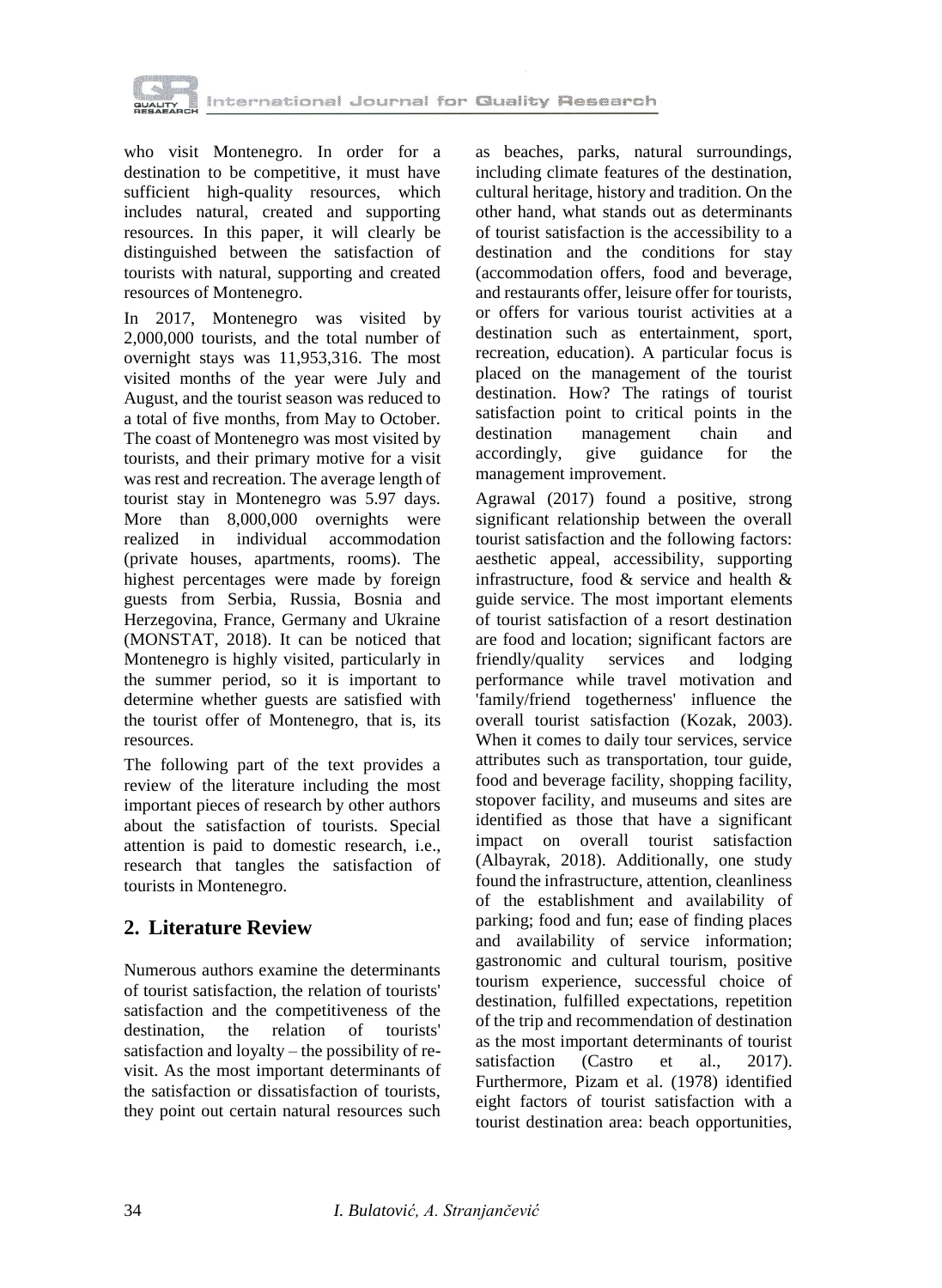who visit Montenegro. In order for a destination to be competitive, it must have sufficient high-quality resources, which includes natural, created and supporting resources. In this paper, it will clearly be distinguished between the satisfaction of tourists with natural, supporting and created resources of Montenegro.

In 2017, Montenegro was visited by 2,000,000 tourists, and the total number of overnight stays was 11,953,316. The most visited months of the year were July and August, and the tourist season was reduced to a total of five months, from May to October. The coast of Montenegro was most visited by tourists, and their primary motive for a visit was rest and recreation. The average length of tourist stay in Montenegro was 5.97 days. More than 8,000,000 overnights were realized in individual accommodation (private houses, apartments, rooms). The highest percentages were made by foreign guests from Serbia, Russia, Bosnia and Herzegovina, France, Germany and Ukraine (MONSTAT, 2018). It can be noticed that Montenegro is highly visited, particularly in the summer period, so it is important to determine whether guests are satisfied with the tourist offer of Montenegro, that is, its resources.

The following part of the text provides a review of the literature including the most important pieces of research by other authors about the satisfaction of tourists. Special attention is paid to domestic research, i.e., research that tangles the satisfaction of tourists in Montenegro.

## 2. Literature Review

Numerous authors examine the determinants of tourist satisfaction, the relation of tourists' satisfaction and the competitiveness of the destination, the relation of tourists' satisfaction and loyalty – the possibility of re-visit. As the most important determinants of the satisfaction or dissatisfaction of tourists, they point out certain natural resources such as beaches, parks, natural surroundings, including climate features of the destination, cultural heritage, history and tradition. On the other hand, what stands out as determinants of tourist satisfaction is the accessibility to a destination and the conditions for stay (accommodation offers, food and beverage, and restaurants offer, leisure offer for tourists, or offers for various tourist activities at a destination such as entertainment, sport, recreation, education). A particular focus is placed on the management of the tourist destination. How? The ratings of tourist satisfaction point to critical points in the destination management chain and accordingly, give guidance for the management improvement.

Agrawal (2017) found a positive, strong significant relationship between the overall tourist satisfaction and the following factors: aesthetic appeal, accessibility, supporting infrastructure, food & service and health & guide service. The most important elements of tourist satisfaction of a resort destination are food and location; significant factors are friendly/quality services and lodging performance while travel motivation and 'family/friend togetherness' influence the overall tourist satisfaction (Kozak, 2003). When it comes to daily tour services, service attributes such as transportation, tour guide, food and beverage facility, shopping facility, stopover facility, and museums and sites are identified as those that have a significant impact on overall tourist satisfaction (Albayrak, 2018). Additionally, one study found the infrastructure, attention, cleanliness of the establishment and availability of parking; food and fun; ease of finding places and availability of service information; gastronomic and cultural tourism, positive tourism experience, successful choice of destination, fulfilled expectations, repetition of the trip and recommendation of destination as the most important determinants of tourist satisfaction (Castro et al., 2017). Furthermore, Pizam et al. (1978) identified eight factors of tourist satisfaction with a tourist destination area: beach opportunities,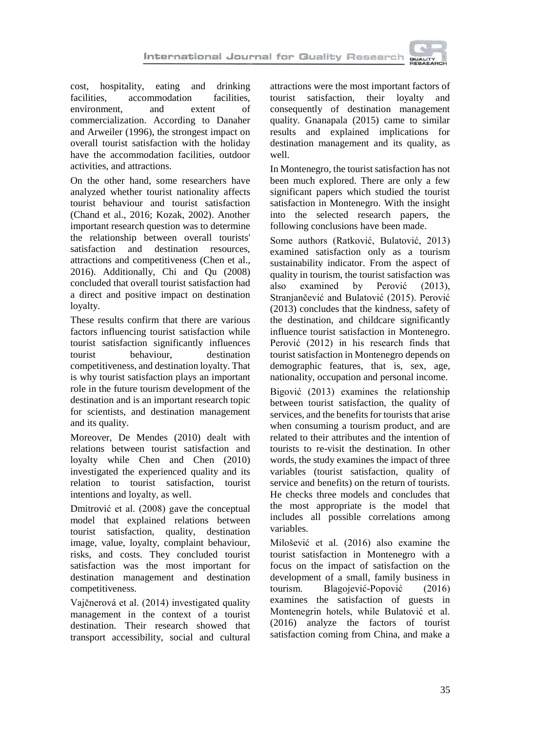cost, hospitality, eating and drinking facilities, accommodation facilities, environment, and extent of commercialization. According to Danaher and Arweiler (1996), the strongest impact on overall tourist satisfaction with the holiday have the accommodation facilities, outdoor activities, and attractions.

On the other hand, some researchers have analyzed whether tourist nationality affects tourist behaviour and tourist satisfaction (Chand et al., 2016; Kozak, 2002). Another important research question was to determine the relationship between overall tourists' satisfaction and destination resources, attractions and competitiveness (Chen et al., 2016). Additionally, Chi and Qu (2008) concluded that overall tourist satisfaction had a direct and positive impact on destination loyalty.

These results confirm that there are various factors influencing tourist satisfaction while tourist satisfaction significantly influences tourist behaviour, destination competitiveness, and destination loyalty. That is why tourist satisfaction plays an important role in the future tourism development of the destination and is an important research topic for scientists, and destination management and its quality.

Moreover, De Mendes (2010) dealt with relations between tourist satisfaction and loyalty while Chen and Chen (2010) investigated the experienced quality and its relation to tourist satisfaction, tourist intentions and loyalty, as well.

Dmitrović et al. (2008) gave the conceptual model that explained relations between tourist satisfaction, quality, destination image, value, loyalty, complaint behaviour, risks, and costs. They concluded tourist satisfaction was the most important for destination management and destination competitiveness.

Vajčnerová et al. (2014) investigated quality management in the context of a tourist destination. Their research showed that transport accessibility, social and cultural attractions were the most important factors of tourist satisfaction, their loyalty and consequently of destination management quality. Gnanapala (2015) came to similar results and explained implications for destination management and its quality, as well.

In Montenegro, the tourist satisfaction has not been much explored. There are only a few significant papers which studied the tourist satisfaction in Montenegro. With the insight into the selected research papers, the following conclusions have been made.

Some authors (Ratković, Bulatović, 2013) examined satisfaction only as a tourism sustainability indicator. From the aspect of quality in tourism, the tourist satisfaction was also examined by Perović (2013), Stranjančević and Bulatović (2015). Perović (2013) concludes that the kindness, safety of the destination, and childcare significantly influence tourist satisfaction in Montenegro. Perović (2012) in his research finds that tourist satisfaction in Montenegro depends on demographic features, that is, sex, age, nationality, occupation and personal income.

Bigović (2013) examines the relationship between tourist satisfaction, the quality of services, and the benefits for tourists that arise when consuming a tourism product, and are related to their attributes and the intention of tourists to re-visit the destination. In other words, the study examines the impact of three variables (tourist satisfaction, quality of service and benefits) on the return of tourists. He checks three models and concludes that the most appropriate is the model that includes all possible correlations among variables.

Milošević et al. (2016) also examine the tourist satisfaction in Montenegro with a focus on the impact of satisfaction on the development of a small, family business in tourism. Blagojević-Popović (2016) examines the satisfaction of guests in Montenegrin hotels, while Bulatović et al. (2016) analyze the factors of tourist satisfaction coming from China, and make a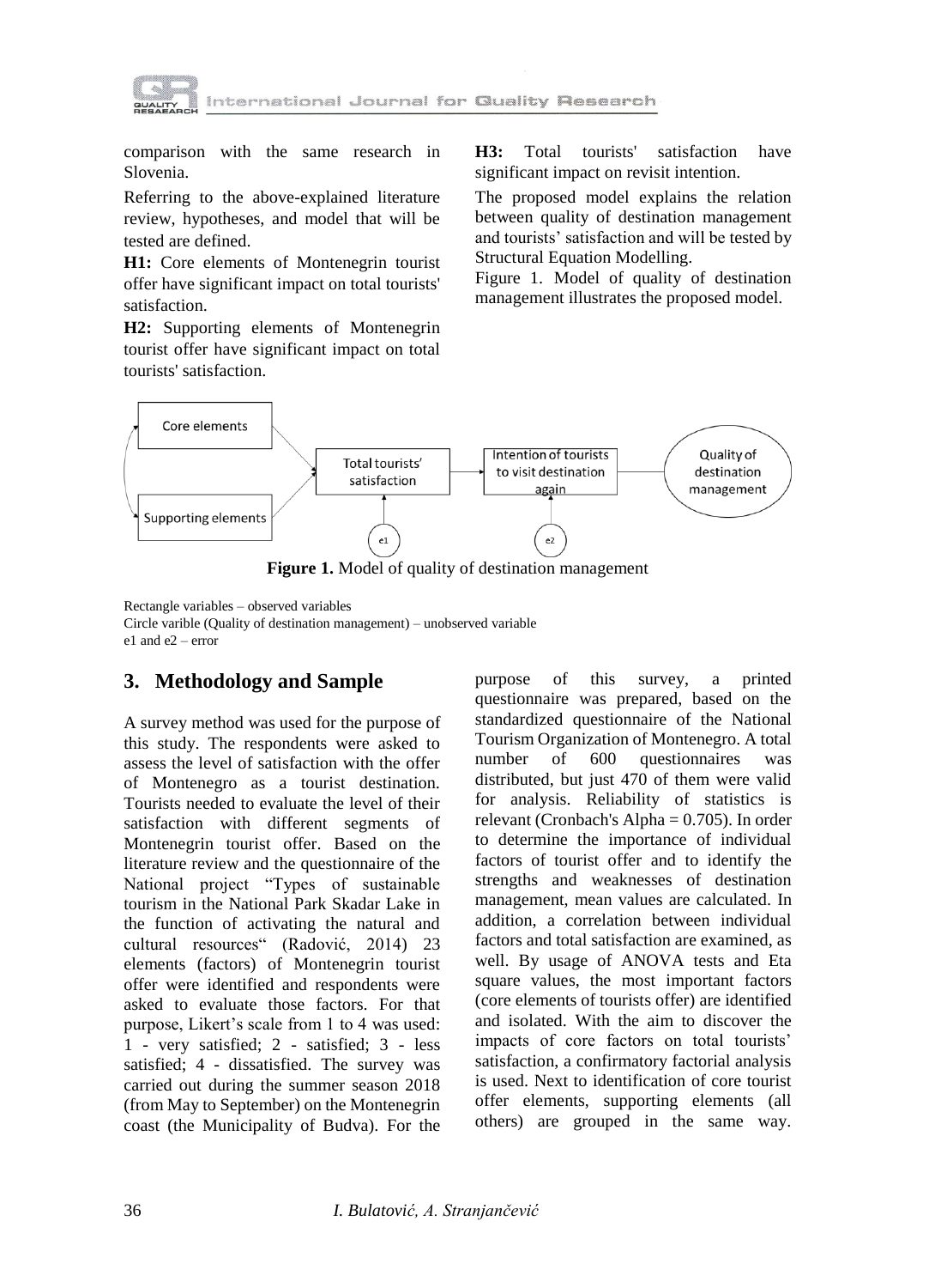comparison with the same research in Slovenia.

Referring to the above-explained literature review, hypotheses, and model that will be tested are defined.

**H1:** Core elements of Montenegrin tourist offer have significant impact on total tourists' satisfaction.

**H2:** Supporting elements of Montenegrin tourist offer have significant impact on total tourists' satisfaction.

**H3:** Total tourists' satisfaction have significant impact on revisit intention.

The proposed model explains the relation between quality of destination management and tourists' satisfaction and will be tested by Structural Equation Modelling.

Figure 1. Model of quality of destination management illustrates the proposed model.

**Figure 1.** Model of quality of destination management

Rectangle variables – observed variables
Circle varible (Quality of destination management) – unobserved variable
e1 and e2 – error

## 3. Methodology and Sample

A survey method was used for the purpose of this study. The respondents were asked to assess the level of satisfaction with the offer of Montenegro as a tourist destination. Tourists needed to evaluate the level of their satisfaction with different segments of Montenegrin tourist offer. Based on the literature review and the questionnaire of the National project "Types of sustainable tourism in the National Park Skadar Lake in the function of activating the natural and cultural resources" (Radović, 2014) 23 elements (factors) of Montenegrin tourist offer were identified and respondents were asked to evaluate those factors. For that purpose, Likert's scale from 1 to 4 was used: 1 - very satisfied; 2 - satisfied; 3 - less satisfied; 4 - dissatisfied. The survey was carried out during the summer season 2018 (from May to September) on the Montenegrin coast (the Municipality of Budva). For the purpose of this survey, a printed questionnaire was prepared, based on the standardized questionnaire of the National Tourism Organization of Montenegro. A total number of 600 questionnaires was distributed, but just 470 of them were valid for analysis. Reliability of statistics is relevant (Cronbach's Alpha = 0.705). In order to determine the importance of individual factors of tourist offer and to identify the strengths and weaknesses of destination management, mean values are calculated. In addition, a correlation between individual factors and total satisfaction are examined, as well. By usage of ANOVA tests and Eta square values, the most important factors (core elements of tourists offer) are identified and isolated. With the aim to discover the impacts of core factors on total tourists' satisfaction, a confirmatory factorial analysis is used. Next to identification of core tourist offer elements, supporting elements (all others) are grouped in the same way.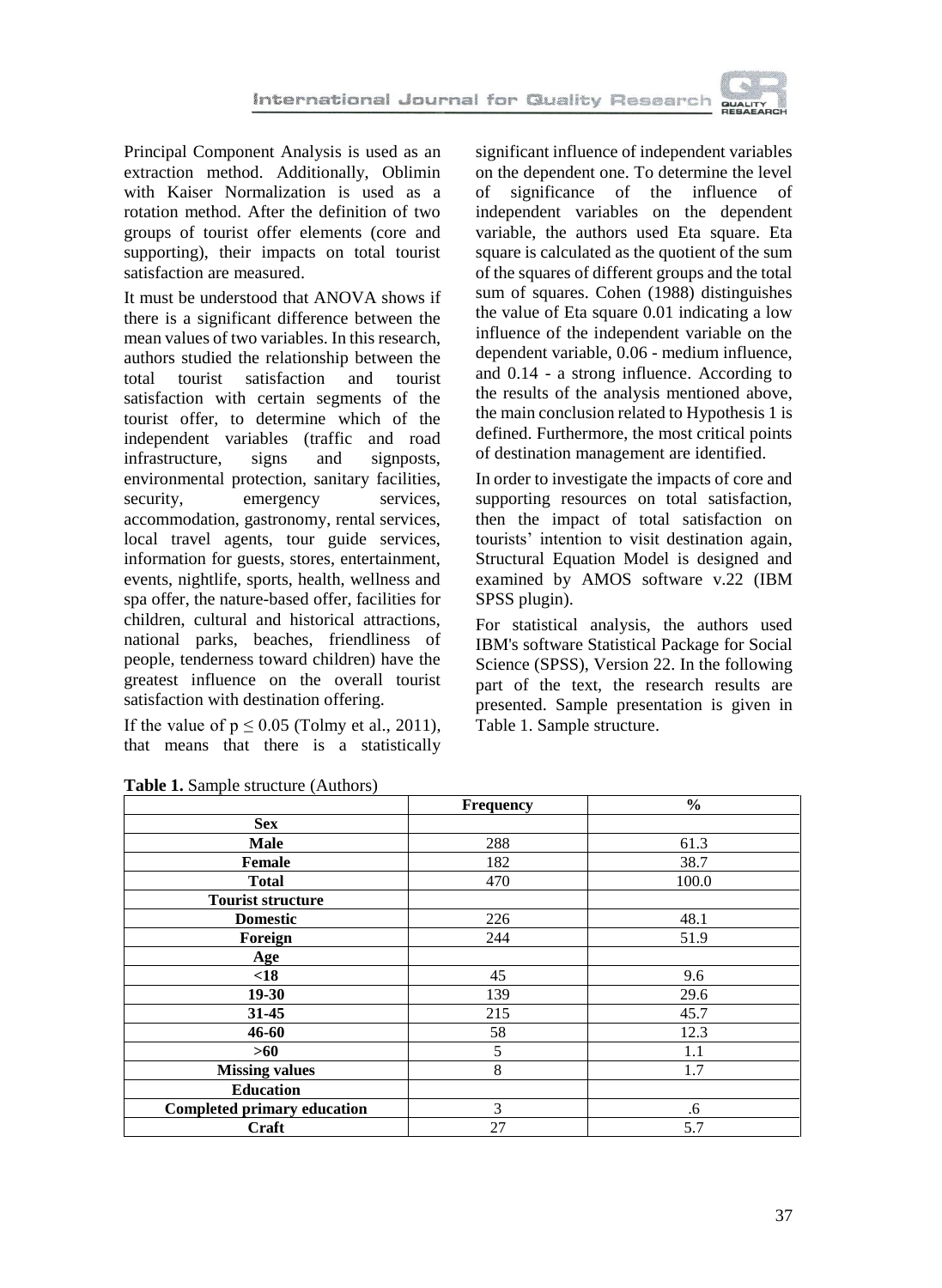Principal Component Analysis is used as an extraction method. Additionally, Oblimin with Kaiser Normalization is used as a rotation method. After the definition of two groups of tourist offer elements (core and supporting), their impacts on total tourist satisfaction are measured.

It must be understood that ANOVA shows if there is a significant difference between the mean values of two variables. In this research, authors studied the relationship between the total tourist satisfaction and tourist satisfaction with certain segments of the tourist offer, to determine which of the independent variables (traffic and road infrastructure, signs and signposts, environmental protection, sanitary facilities, security, emergency services, accommodation, gastronomy, rental services, local travel agents, tour guide services, information for guests, stores, entertainment, events, nightlife, sports, health, wellness and spa offer, the nature-based offer, facilities for children, cultural and historical attractions, national parks, beaches, friendliness of people, tenderness toward children) have the greatest influence on the overall tourist satisfaction with destination offering.

If the value of $p \leq 0.05$ (Tolmy et al., 2011), that means that there is a statistically significant influence of independent variables on the dependent one. To determine the level of significance of the influence of independent variables on the dependent variable, the authors used Eta square. Eta square is calculated as the quotient of the sum of the squares of different groups and the total sum of squares. Cohen (1988) distinguishes the value of Eta square 0.01 indicating a low influence of the independent variable on the dependent variable, 0.06 - medium influence, and 0.14 - a strong influence. According to the results of the analysis mentioned above, the main conclusion related to Hypothesis 1 is defined. Furthermore, the most critical points of destination management are identified.

In order to investigate the impacts of core and supporting resources on total satisfaction, then the impact of total satisfaction on tourists' intention to visit destination again, Structural Equation Model is designed and examined by AMOS software v.22 (IBM SPSS plugin).

For statistical analysis, the authors used IBM's software Statistical Package for Social Science (SPSS), Version 22. In the following part of the text, the research results are presented. Sample presentation is given in Table 1. Sample structure.

**Table 1.** Sample structure (Authors)

| | Frequency | % |
|---|---|---|
| **Sex** | | |
| **Male** | 288 | 61.3 |
| **Female** | 182 | 38.7 |
| **Total** | 470 | 100.0 |
| **Tourist structure** | | |
| **Domestic** | 226 | 48.1 |
| **Foreign** | 244 | 51.9 |
| **Age** | | |
| **<18** | 45 | 9.6 |
| **19-30** | 139 | 29.6 |
| **31-45** | 215 | 45.7 |
| **46-60** | 58 | 12.3 |
| **>60** | 5 | 1.1 |
| **Missing values** | 8 | 1.7 |
| **Education** | | |
| **Completed primary education** | 3 | .6 |
| **Craft** | 27 | 5.7 |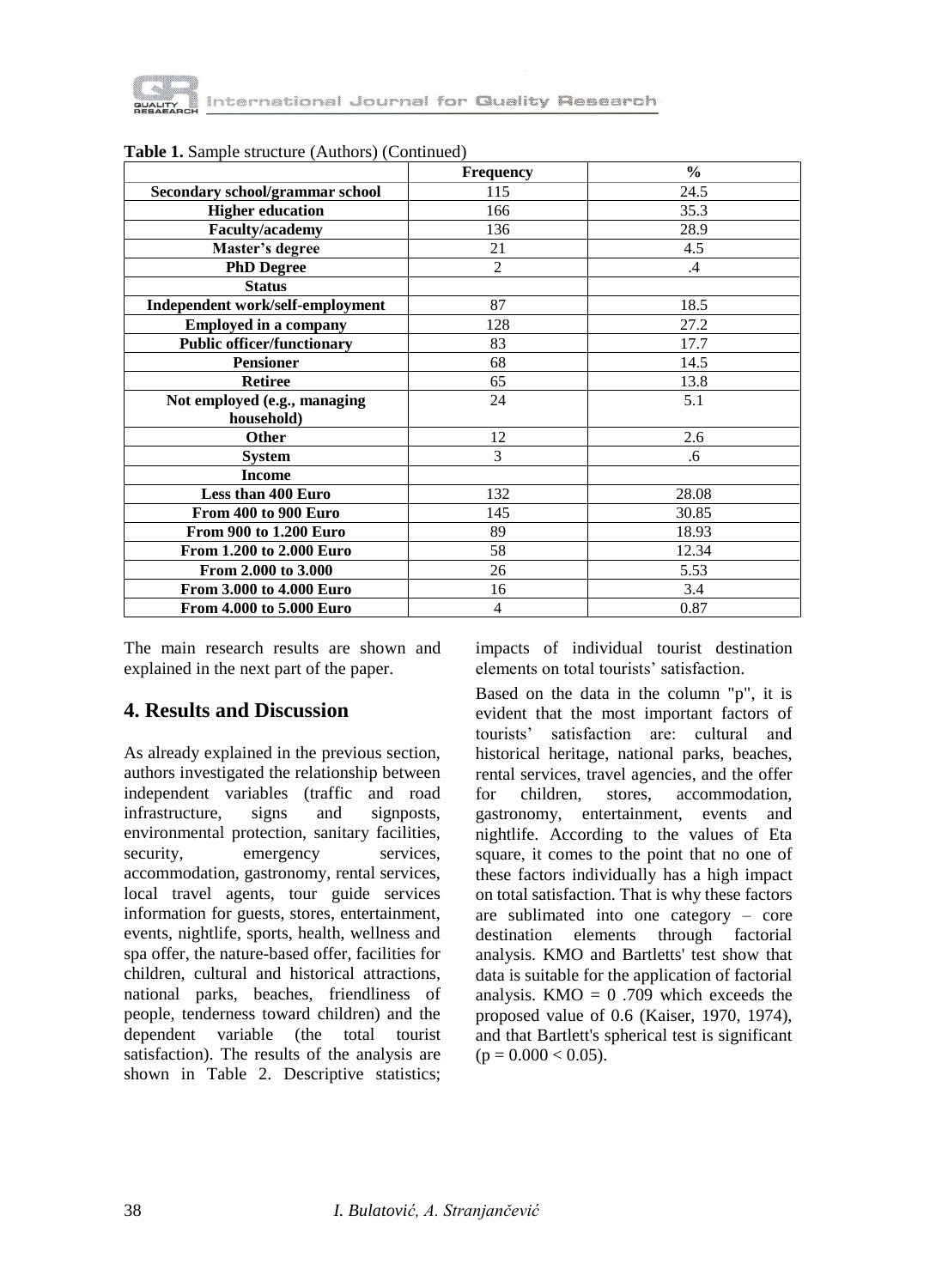**Table 1.** Sample structure (Authors) (Continued)

| | Frequency | % |
|---|---|---|
| **Secondary school/grammar school** | 115 | 24.5 |
| **Higher education** | 166 | 35.3 |
| **Faculty/academy** | 136 | 28.9 |
| **Master's degree** | 21 | 4.5 |
| **PhD Degree** | 2 | .4 |
| **Status** | | |
| **Independent work/self-employment** | 87 | 18.5 |
| **Employed in a company** | 128 | 27.2 |
| **Public officer/functionary** | 83 | 17.7 |
| **Pensioner** | 68 | 14.5 |
| **Retiree** | 65 | 13.8 |
| **Not employed (e.g., managing household)** | 24 | 5.1 |
| **Other** | 12 | 2.6 |
| **System** | 3 | .6 |
| **Income** | | |
| **Less than 400 Euro** | 132 | 28.08 |
| **From 400 to 900 Euro** | 145 | 30.85 |
| **From 900 to 1.200 Euro** | 89 | 18.93 |
| **From 1.200 to 2.000 Euro** | 58 | 12.34 |
| **From 2.000 to 3.000** | 26 | 5.53 |
| **From 3.000 to 4.000 Euro** | 16 | 3.4 |
| **From 4.000 to 5.000 Euro** | 4 | 0.87 |

The main research results are shown and explained in the next part of the paper.

## 4. Results and Discussion

As already explained in the previous section, authors investigated the relationship between independent variables (traffic and road infrastructure, signs and signposts, environmental protection, sanitary facilities, security, emergency services, accommodation, gastronomy, rental services, local travel agents, tour guide services information for guests, stores, entertainment, events, nightlife, sports, health, wellness and spa offer, the nature-based offer, facilities for children, cultural and historical attractions, national parks, beaches, friendliness of people, tenderness toward children) and the dependent variable (the total tourist satisfaction). The results of the analysis are shown in Table 2. Descriptive statistics; impacts of individual tourist destination elements on total tourists' satisfaction.

Based on the data in the column "p", it is evident that the most important factors of tourists' satisfaction are: cultural and historical heritage, national parks, beaches, rental services, travel agencies, and the offer for children, stores, accommodation, gastronomy, entertainment, events and nightlife. According to the values of Eta square, it comes to the point that no one of these factors individually has a high impact on total satisfaction. That is why these factors are sublimated into one category – core destination elements through factorial analysis. KMO and Bartletts' test show that data is suitable for the application of factorial analysis. KMO = 0 .709 which exceeds the proposed value of 0.6 (Kaiser, 1970, 1974), and that Bartlett's spherical test is significant ($p = 0.000 < 0.05$).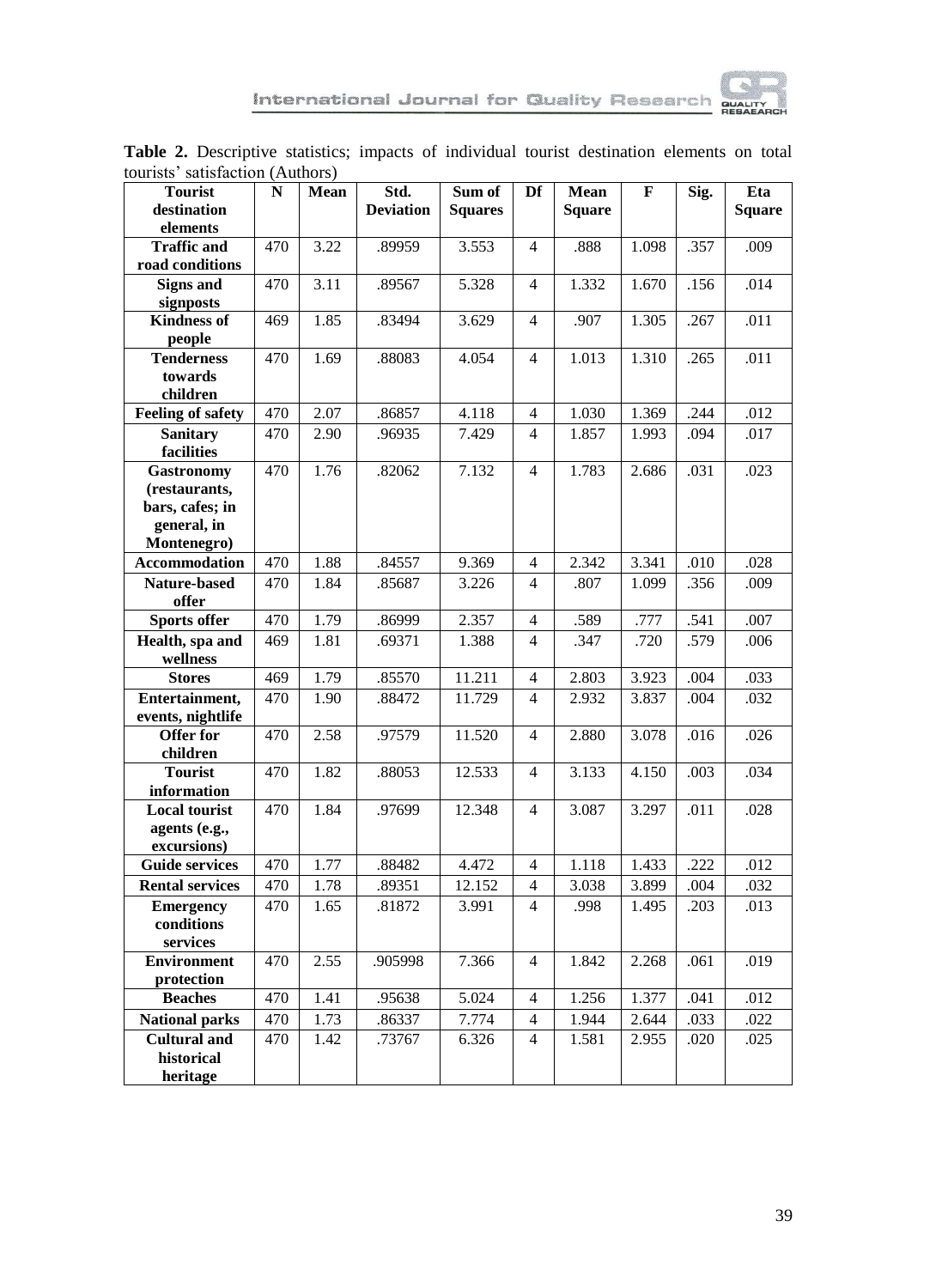**Table 2.** Descriptive statistics; impacts of individual tourist destination elements on total tourists' satisfaction (Authors)

| Tourist destination elements | N | Mean | Std. Deviation | Sum of Squares | Df | Mean Square | F | Sig. | Eta Square |
|---|---|---|---|---|---|---|---|---|---|
| Traffic and road conditions | 470 | 3.22 | .89959 | 3.553 | 4 | .888 | 1.098 | .357 | .009 |
| Signs and signposts | 470 | 3.11 | .89567 | 5.328 | 4 | 1.332 | 1.670 | .156 | .014 |
| Kindness of people | 469 | 1.85 | .83494 | 3.629 | 4 | .907 | 1.305 | .267 | .011 |
| Tenderness towards children | 470 | 1.69 | .88083 | 4.054 | 4 | 1.013 | 1.310 | .265 | .011 |
| Feeling of safety | 470 | 2.07 | .86857 | 4.118 | 4 | 1.030 | 1.369 | .244 | .012 |
| Sanitary facilities | 470 | 2.90 | .96935 | 7.429 | 4 | 1.857 | 1.993 | .094 | .017 |
| Gastronomy (restaurants, bars, cafes; in general, in Montenegro) | 470 | 1.76 | .82062 | 7.132 | 4 | 1.783 | 2.686 | .031 | .023 |
| Accommodation | 470 | 1.88 | .84557 | 9.369 | 4 | 2.342 | 3.341 | .010 | .028 |
| Nature-based offer | 470 | 1.84 | .85687 | 3.226 | 4 | .807 | 1.099 | .356 | .009 |
| Sports offer | 470 | 1.79 | .86999 | 2.357 | 4 | .589 | .777 | .541 | .007 |
| Health, spa and wellness | 469 | 1.81 | .69371 | 1.388 | 4 | .347 | .720 | .579 | .006 |
| Stores | 469 | 1.79 | .85570 | 11.211 | 4 | 2.803 | 3.923 | .004 | .033 |
| Entertainment, events, nightlife | 470 | 1.90 | .88472 | 11.729 | 4 | 2.932 | 3.837 | .004 | .032 |
| Offer for children | 470 | 2.58 | .97579 | 11.520 | 4 | 2.880 | 3.078 | .016 | .026 |
| Tourist information | 470 | 1.82 | .88053 | 12.533 | 4 | 3.133 | 4.150 | .003 | .034 |
| Local tourist agents (e.g., excursions) | 470 | 1.84 | .97699 | 12.348 | 4 | 3.087 | 3.297 | .011 | .028 |
| Guide services | 470 | 1.77 | .88482 | 4.472 | 4 | 1.118 | 1.433 | .222 | .012 |
| Rental services | 470 | 1.78 | .89351 | 12.152 | 4 | 3.038 | 3.899 | .004 | .032 |
| Emergency conditions services | 470 | 1.65 | .81872 | 3.991 | 4 | .998 | 1.495 | .203 | .013 |
| Environment protection | 470 | 2.55 | .905998 | 7.366 | 4 | 1.842 | 2.268 | .061 | .019 |
| Beaches | 470 | 1.41 | .95638 | 5.024 | 4 | 1.256 | 1.377 | .041 | .012 |
| National parks | 470 | 1.73 | .86337 | 7.774 | 4 | 1.944 | 2.644 | .033 | .022 |
| Cultural and historical heritage | 470 | 1.42 | .73767 | 6.326 | 4 | 1.581 | 2.955 | .020 | .025 |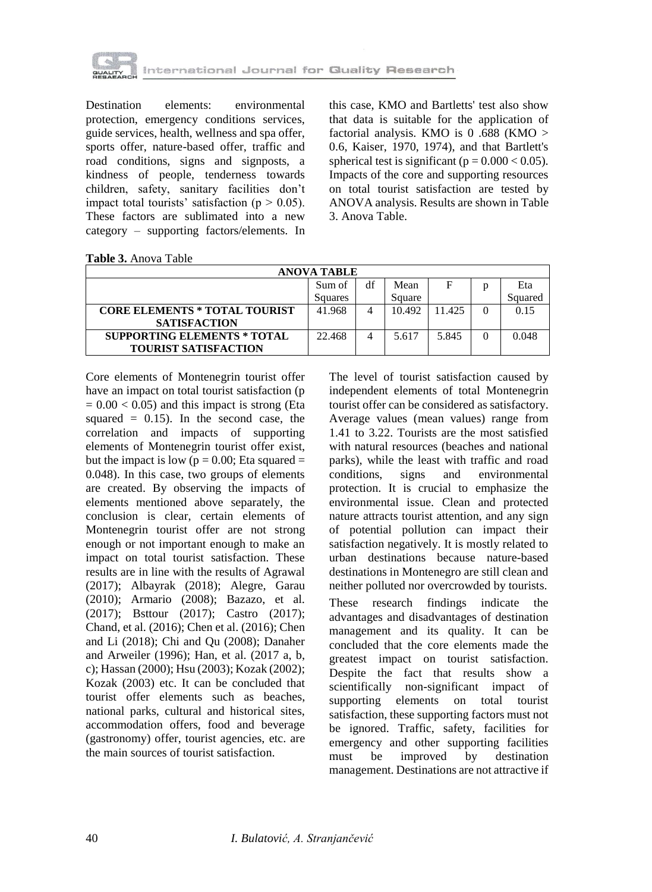Destination elements: environmental protection, emergency conditions services, guide services, health, wellness and spa offer, sports offer, nature-based offer, traffic and road conditions, signs and signposts, a kindness of people, tenderness towards children, safety, sanitary facilities don't impact total tourists' satisfaction ($p > 0.05$). These factors are sublimated into a new category – supporting factors/elements. In this case, KMO and Bartletts' test also show that data is suitable for the application of factorial analysis. KMO is 0 .688 (KMO > 0.6, Kaiser, 1970, 1974), and that Bartlett's spherical test is significant ($p = 0.000 < 0.05$). Impacts of the core and supporting resources on total tourist satisfaction are tested by ANOVA analysis. Results are shown in Table 3. Anova Table.

**Table 3.** Anova Table

| ANOVA TABLE | | | | | | |
|---|---|---|---|---|---|---|
| | Sum of Squares | df | Mean Square | F | p | Eta Squared |
| **CORE ELEMENTS * TOTAL TOURIST SATISFACTION** | 41.968 | 4 | 10.492 | 11.425 | 0 | 0.15 |
| **SUPPORTING ELEMENTS * TOTAL TOURIST SATISFACTION** | 22.468 | 4 | 5.617 | 5.845 | 0 | 0.048 |

Core elements of Montenegrin tourist offer have an impact on total tourist satisfaction ($p = 0.00 < 0.05$) and this impact is strong (Eta squared = 0.15). In the second case, the correlation and impacts of supporting elements of Montenegrin tourist offer exist, but the impact is low ($p = 0.00$; Eta squared = 0.048). In this case, two groups of elements are created. By observing the impacts of elements mentioned above separately, the conclusion is clear, certain elements of Montenegrin tourist offer are not strong enough or not important enough to make an impact on total tourist satisfaction. These results are in line with the results of Agrawal (2017); Albayrak (2018); Alegre, Garau (2010); Armario (2008); Bazazo, et al. (2017); Bsttour (2017); Castro (2017); Chand, et al. (2016); Chen et al. (2016); Chen and Li (2018); Chi and Qu (2008); Danaher and Arweiler (1996); Han, et al. (2017 a, b, c); Hassan (2000); Hsu (2003); Kozak (2002); Kozak (2003) etc. It can be concluded that tourist offer elements such as beaches, national parks, cultural and historical sites, accommodation offers, food and beverage (gastronomy) offer, tourist agencies, etc. are the main sources of tourist satisfaction.

The level of tourist satisfaction caused by independent elements of total Montenegrin tourist offer can be considered as satisfactory. Average values (mean values) range from 1.41 to 3.22. Tourists are the most satisfied with natural resources (beaches and national parks), while the least with traffic and road conditions, signs and environmental protection. It is crucial to emphasize the environmental issue. Clean and protected nature attracts tourist attention, and any sign of potential pollution can impact their satisfaction negatively. It is mostly related to urban destinations because nature-based destinations in Montenegro are still clean and neither polluted nor overcrowded by tourists.

These research findings indicate the advantages and disadvantages of destination management and its quality. It can be concluded that the core elements made the greatest impact on tourist satisfaction. Despite the fact that results show a scientifically non-significant impact of supporting elements on total tourist satisfaction, these supporting factors must not be ignored. Traffic, safety, facilities for emergency and other supporting facilities must be improved by destination management. Destinations are not attractive if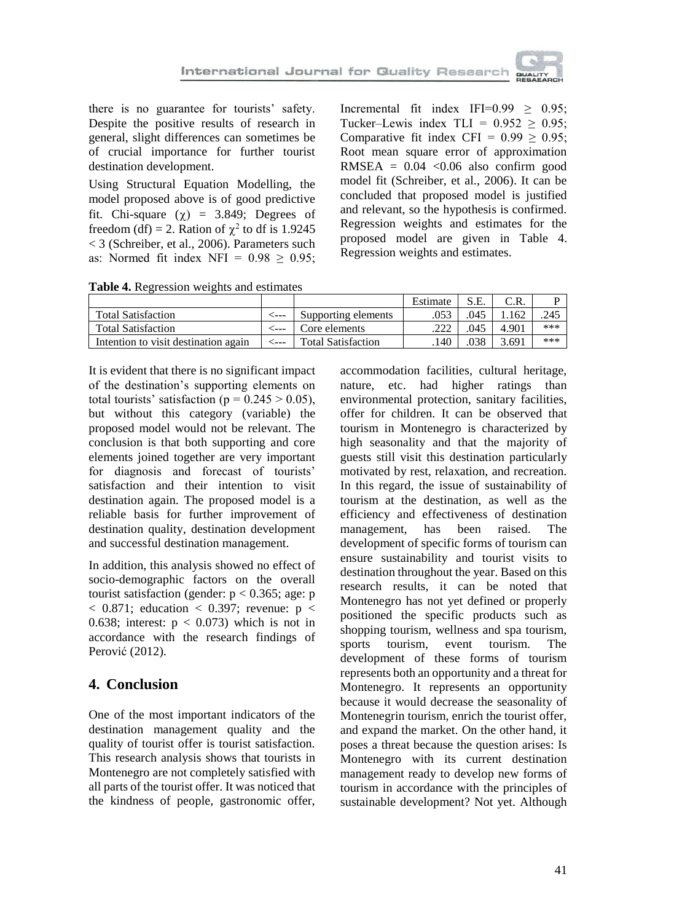there is no guarantee for tourists' safety. Despite the positive results of research in general, slight differences can sometimes be of crucial importance for further tourist destination development.

Using Structural Equation Modelling, the model proposed above is of good predictive fit. Chi-square ($\chi$) = 3.849; Degrees of freedom (df) = 2. Ration of $\chi^2$ to df is 1.9245 < 3 (Schreiber, et al., 2006). Parameters such as: Normed fit index NFI = 0.98 $\geq$ 0.95; Incremental fit index IFI=0.99 $\geq$ 0.95; Tucker–Lewis index TLI = 0.952 $\geq$ 0.95; Comparative fit index CFI = 0.99 $\geq$ 0.95; Root mean square error of approximation RMSEA = 0.04 <0.06 also confirm good model fit (Schreiber, et al., 2006). It can be concluded that proposed model is justified and relevant, so the hypothesis is confirmed. Regression weights and estimates for the proposed model are given in Table 4. Regression weights and estimates.

**Table 4.** Regression weights and estimates

| | | | Estimate | S.E. | C.R. | P |
|---|---|---|---|---|---|---|
| Total Satisfaction | <--- | Supporting elements | .053 | .045 | 1.162 | .245 |
| Total Satisfaction | <--- | Core elements | .222 | .045 | 4.901 | *** |
| Intention to visit destination again | <--- | Total Satisfaction | .140 | .038 | 3.691 | *** |

It is evident that there is no significant impact of the destination's supporting elements on total tourists' satisfaction (p = 0.245 > 0.05), but without this category (variable) the proposed model would not be relevant. The conclusion is that both supporting and core elements joined together are very important for diagnosis and forecast of tourists' satisfaction and their intention to visit destination again. The proposed model is a reliable basis for further improvement of destination quality, destination development and successful destination management.

In addition, this analysis showed no effect of socio-demographic factors on the overall tourist satisfaction (gender: p < 0.365; age: p < 0.871; education < 0.397; revenue: p < 0.638; interest: p < 0.073) which is not in accordance with the research findings of Perović (2012).

## 4. Conclusion

One of the most important indicators of the destination management quality and the quality of tourist offer is tourist satisfaction. This research analysis shows that tourists in Montenegro are not completely satisfied with all parts of the tourist offer. It was noticed that the kindness of people, gastronomic offer, accommodation facilities, cultural heritage, nature, etc. had higher ratings than environmental protection, sanitary facilities, offer for children. It can be observed that tourism in Montenegro is characterized by high seasonality and that the majority of guests still visit this destination particularly motivated by rest, relaxation, and recreation. In this regard, the issue of sustainability of tourism at the destination, as well as the efficiency and effectiveness of destination management, has been raised. The development of specific forms of tourism can ensure sustainability and tourist visits to destination throughout the year. Based on this research results, it can be noted that Montenegro has not yet defined or properly positioned the specific products such as shopping tourism, wellness and spa tourism, sports tourism, event tourism. The development of these forms of tourism represents both an opportunity and a threat for Montenegro. It represents an opportunity because it would decrease the seasonality of Montenegrin tourism, enrich the tourist offer, and expand the market. On the other hand, it poses a threat because the question arises: Is Montenegro with its current destination management ready to develop new forms of tourism in accordance with the principles of sustainable development? Not yet. Although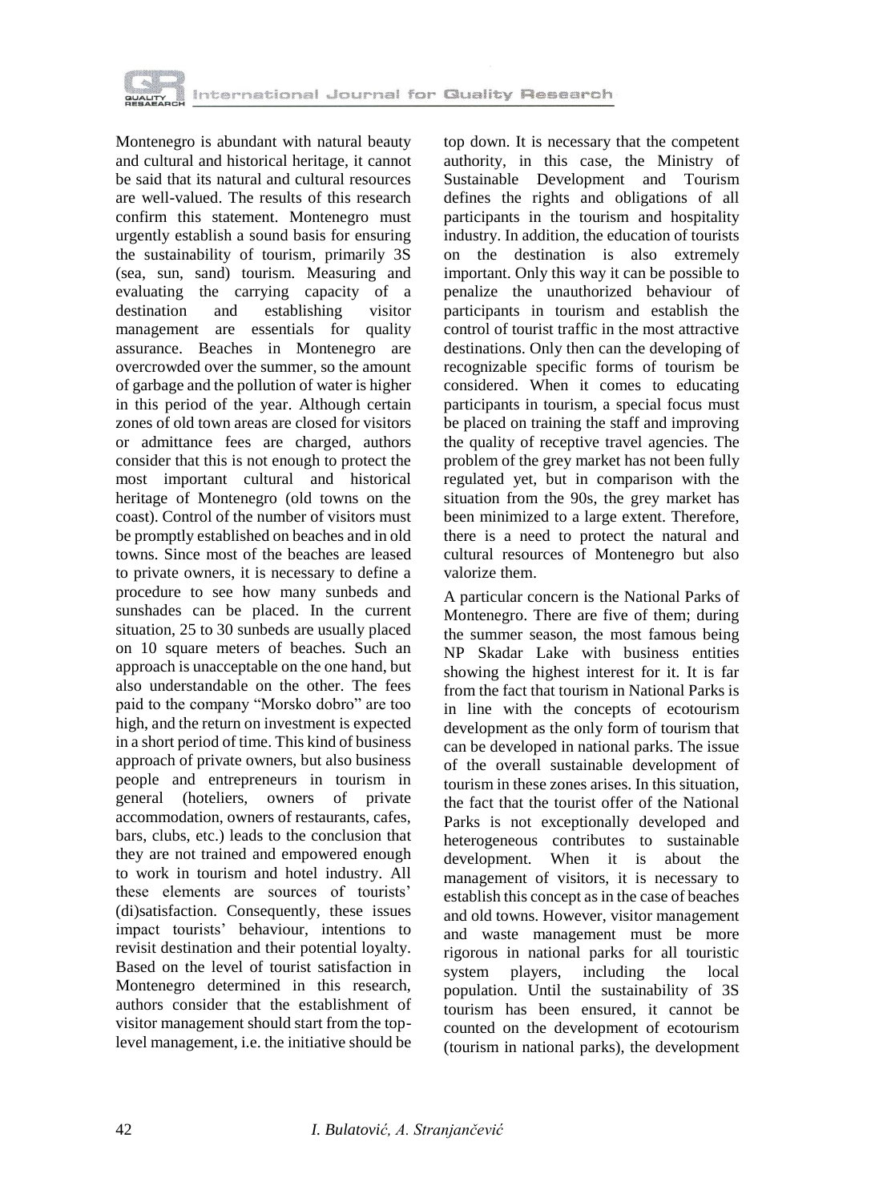Montenegro is abundant with natural beauty and cultural and historical heritage, it cannot be said that its natural and cultural resources are well-valued. The results of this research confirm this statement. Montenegro must urgently establish a sound basis for ensuring the sustainability of tourism, primarily 3S (sea, sun, sand) tourism. Measuring and evaluating the carrying capacity of a destination and establishing visitor management are essentials for quality assurance. Beaches in Montenegro are overcrowded over the summer, so the amount of garbage and the pollution of water is higher in this period of the year. Although certain zones of old town areas are closed for visitors or admittance fees are charged, authors consider that this is not enough to protect the most important cultural and historical heritage of Montenegro (old towns on the coast). Control of the number of visitors must be promptly established on beaches and in old towns. Since most of the beaches are leased to private owners, it is necessary to define a procedure to see how many sunbeds and sunshades can be placed. In the current situation, 25 to 30 sunbeds are usually placed on 10 square meters of beaches. Such an approach is unacceptable on the one hand, but also understandable on the other. The fees paid to the company "Morsko dobro" are too high, and the return on investment is expected in a short period of time. This kind of business approach of private owners, but also business people and entrepreneurs in tourism in general (hoteliers, owners of private accommodation, owners of restaurants, cafes, bars, clubs, etc.) leads to the conclusion that they are not trained and empowered enough to work in tourism and hotel industry. All these elements are sources of tourists' (di)satisfaction. Consequently, these issues impact tourists' behaviour, intentions to revisit destination and their potential loyalty. Based on the level of tourist satisfaction in Montenegro determined in this research, authors consider that the establishment of visitor management should start from the top-level management, i.e. the initiative should be top down. It is necessary that the competent authority, in this case, the Ministry of Sustainable Development and Tourism defines the rights and obligations of all participants in the tourism and hospitality industry. In addition, the education of tourists on the destination is also extremely important. Only this way it can be possible to penalize the unauthorized behaviour of participants in tourism and establish the control of tourist traffic in the most attractive destinations. Only then can the developing of recognizable specific forms of tourism be considered. When it comes to educating participants in tourism, a special focus must be placed on training the staff and improving the quality of receptive travel agencies. The problem of the grey market has not been fully regulated yet, but in comparison with the situation from the 90s, the grey market has been minimized to a large extent. Therefore, there is a need to protect the natural and cultural resources of Montenegro but also valorize them.

A particular concern is the National Parks of Montenegro. There are five of them; during the summer season, the most famous being NP Skadar Lake with business entities showing the highest interest for it. It is far from the fact that tourism in National Parks is in line with the concepts of ecotourism development as the only form of tourism that can be developed in national parks. The issue of the overall sustainable development of tourism in these zones arises. In this situation, the fact that the tourist offer of the National Parks is not exceptionally developed and heterogeneous contributes to sustainable development. When it is about the management of visitors, it is necessary to establish this concept as in the case of beaches and old towns. However, visitor management and waste management must be more rigorous in national parks for all touristic system players, including the local population. Until the sustainability of 3S tourism has been ensured, it cannot be counted on the development of ecotourism (tourism in national parks), the development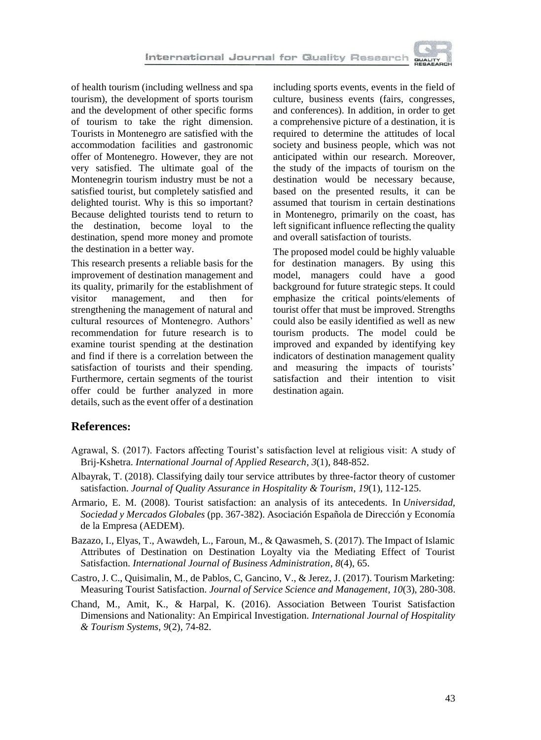of health tourism (including wellness and spa tourism), the development of sports tourism and the development of other specific forms of tourism to take the right dimension. Tourists in Montenegro are satisfied with the accommodation facilities and gastronomic offer of Montenegro. However, they are not very satisfied. The ultimate goal of the Montenegrin tourism industry must be not a satisfied tourist, but completely satisfied and delighted tourist. Why is this so important? Because delighted tourists tend to return to the destination, become loyal to the destination, spend more money and promote the destination in a better way.

This research presents a reliable basis for the improvement of destination management and its quality, primarily for the establishment of visitor management, and then for strengthening the management of natural and cultural resources of Montenegro. Authors' recommendation for future research is to examine tourist spending at the destination and find if there is a correlation between the satisfaction of tourists and their spending. Furthermore, certain segments of the tourist offer could be further analyzed in more details, such as the event offer of a destination including sports events, events in the field of culture, business events (fairs, congresses, and conferences). In addition, in order to get a comprehensive picture of a destination, it is required to determine the attitudes of local society and business people, which was not anticipated within our research. Moreover, the study of the impacts of tourism on the destination would be necessary because, based on the presented results, it can be assumed that tourism in certain destinations in Montenegro, primarily on the coast, has left significant influence reflecting the quality and overall satisfaction of tourists.

The proposed model could be highly valuable for destination managers. By using this model, managers could have a good background for future strategic steps. It could emphasize the critical points/elements of tourist offer that must be improved. Strengths could also be easily identified as well as new tourism products. The model could be improved and expanded by identifying key indicators of destination management quality and measuring the impacts of tourists' satisfaction and their intention to visit destination again.

## References:

Agrawal, S. (2017). Factors affecting Tourist's satisfaction level at religious visit: A study of Brij-Kshetra. *International Journal of Applied Research*, *3*(1), 848-852.

Albayrak, T. (2018). Classifying daily tour service attributes by three-factor theory of customer satisfaction. *Journal of Quality Assurance in Hospitality & Tourism*, *19*(1), 112-125.

Armario, E. M. (2008). Tourist satisfaction: an analysis of its antecedents. In *Universidad, Sociedad y Mercados Globales* (pp. 367-382). Asociación Española de Dirección y Economía de la Empresa (AEDEM).

Bazazo, I., Elyas, T., Awawdeh, L., Faroun, M., & Qawasmeh, S. (2017). The Impact of Islamic Attributes of Destination on Destination Loyalty via the Mediating Effect of Tourist Satisfaction. *International Journal of Business Administration*, *8*(4), 65.

Castro, J. C., Quisimalin, M., de Pablos, C, Gancino, V., & Jerez, J. (2017). Tourism Marketing: Measuring Tourist Satisfaction. *Journal of Service Science and Management*, *10*(3), 280-308.

Chand, M., Amit, K., & Harpal, K. (2016). Association Between Tourist Satisfaction Dimensions and Nationality: An Empirical Investigation. *International Journal of Hospitality & Tourism Systems*, *9*(2), 74-82.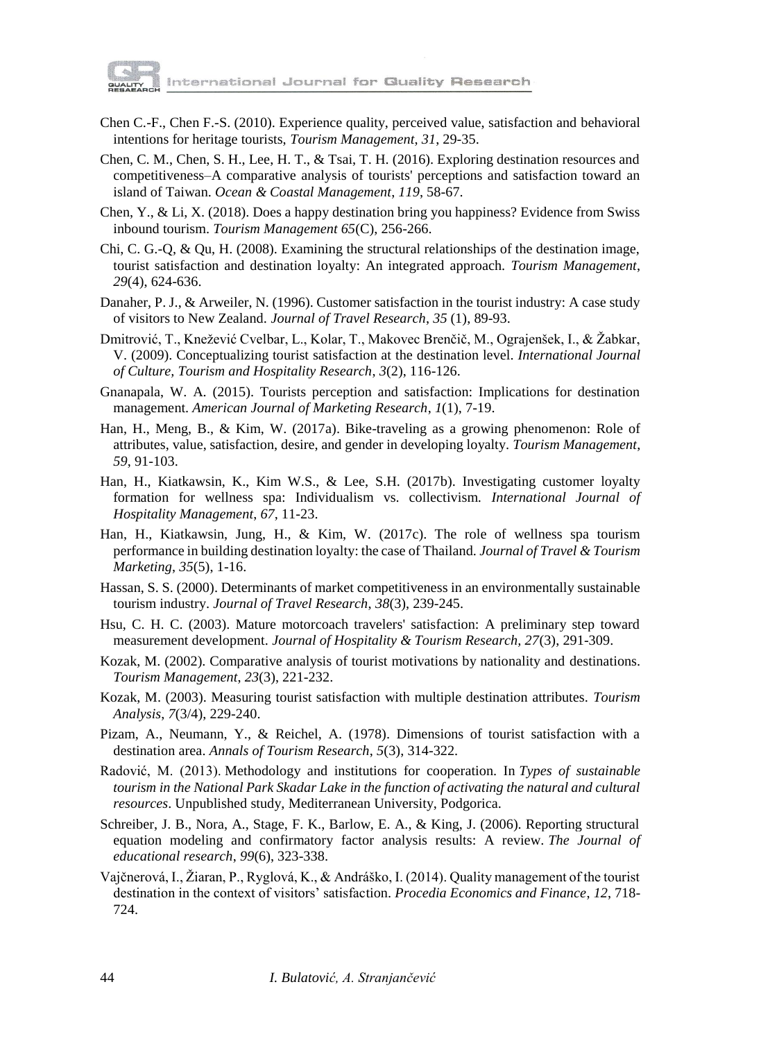Chen C.-F., Chen F.-S. (2010). Experience quality, perceived value, satisfaction and behavioral intentions for heritage tourists, *Tourism Management*, *31,* 29-35.

Chen, C. M., Chen, S. H., Lee, H. T., & Tsai, T. H. (2016). Exploring destination resources and competitiveness–A comparative analysis of tourists' perceptions and satisfaction toward an island of Taiwan. *Ocean & Coastal Management*, *119*, 58-67.

Chen, Y., & Li, X. (2018). Does a happy destination bring you happiness? Evidence from Swiss inbound tourism. *Tourism Management 65*(C), 256-266.

Chi, C. G.-Q, & Qu, H. (2008). Examining the structural relationships of the destination image, tourist satisfaction and destination loyalty: An integrated approach. *Tourism Management*, *29*(4), 624-636.

Danaher, P. J., & Arweiler, N. (1996). Customer satisfaction in the tourist industry: A case study of visitors to New Zealand. *Journal of Travel Research*, *35* (1), 89-93.

Dmitrović, T., Knežević Cvelbar, L., Kolar, T., Makovec Brenčič, M., Ograjenšek, I., & Žabkar, V. (2009). Conceptualizing tourist satisfaction at the destination level. *International Journal of Culture, Tourism and Hospitality Research*, *3*(2), 116-126.

Gnanapala, W. A. (2015). Tourists perception and satisfaction: Implications for destination management. *American Journal of Marketing Research*, *1*(1), 7-19.

Han, H., Meng, B., & Kim, W. (2017a). Bike-traveling as a growing phenomenon: Role of attributes, value, satisfaction, desire, and gender in developing loyalty. *Tourism Management*, *59*, 91-103.

Han, H., Kiatkawsin, K., Kim W.S., & Lee, S.H. (2017b). Investigating customer loyalty formation for wellness spa: Individualism vs. collectivism. *International Journal of Hospitality Management*, *67*, 11-23.

Han, H., Kiatkawsin, Jung, H., & Kim, W. (2017c). The role of wellness spa tourism performance in building destination loyalty: the case of Thailand. *Journal of Travel & Tourism Marketing*, *35*(5), 1-16.

Hassan, S. S. (2000). Determinants of market competitiveness in an environmentally sustainable tourism industry. *Journal of Travel Research*, *38*(3), 239-245.

Hsu, C. H. C. (2003). Mature motorcoach travelers' satisfaction: A preliminary step toward measurement development. *Journal of Hospitality & Tourism Research, 27*(3), 291-309.

Kozak, M. (2002). Comparative analysis of tourist motivations by nationality and destinations. *Tourism Management*, *23*(3), 221-232.

Kozak, M. (2003). Measuring tourist satisfaction with multiple destination attributes. *Tourism Analysis*, *7*(3/4), 229-240.

Pizam, A., Neumann, Y., & Reichel, A. (1978). Dimensions of tourist satisfaction with a destination area. *Annals of Tourism Research*, *5*(3), 314-322.

Radović, M. (2013). Methodology and institutions for cooperation. In *Types of sustainable tourism in the National Park Skadar Lake in the function of activating the natural and cultural resources*. Unpublished study, Mediterranean University, Podgorica.

Schreiber, J. B., Nora, A., Stage, F. K., Barlow, E. A., & King, J. (2006). Reporting structural equation modeling and confirmatory factor analysis results: A review. *The Journal of educational research*, *99*(6), 323-338.

Vajčnerová, I., Žiaran, P., Ryglová, K., & Andráško, I. (2014). Quality management of the tourist destination in the context of visitors' satisfaction. *Procedia Economics and Finance*, *12*, 718-724.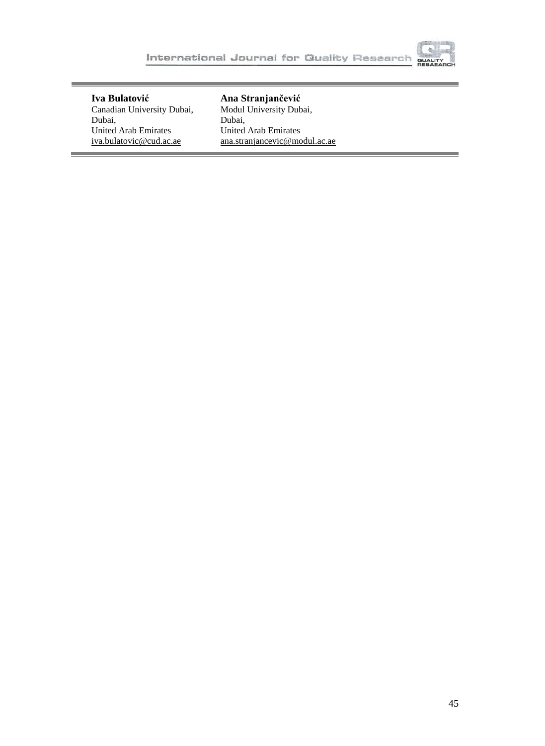**Iva Bulatović**
Canadian University Dubai,
Dubai,
United Arab Emirates
iva.bulatovic@cud.ac.ae

**Ana Stranjančević**
Modul University Dubai,
Dubai,
United Arab Emirates
ana.stranjancevic@modul.ac.ae